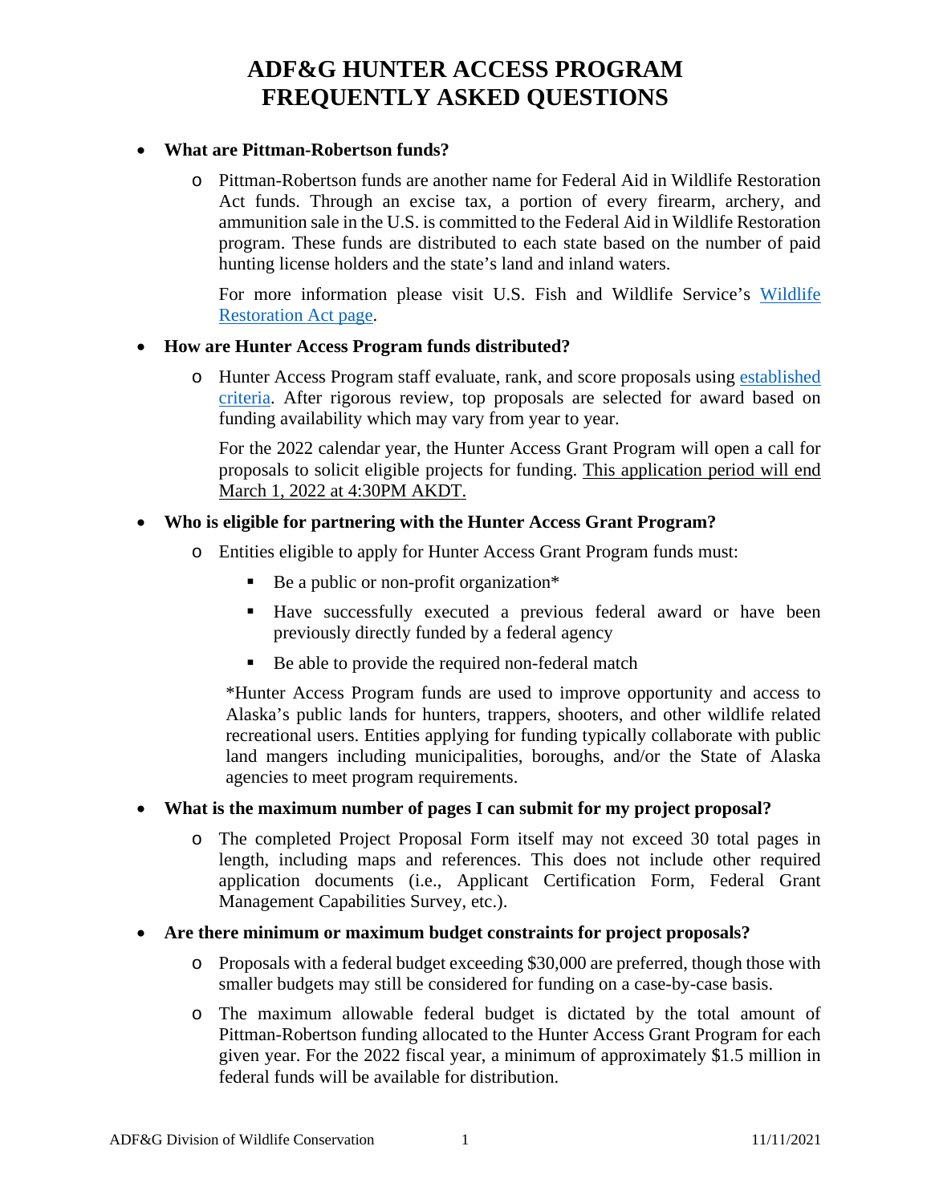# ADF&G HUNTER ACCESS PROGRAM FREQUENTLY ASKED QUESTIONS

- **What are Pittman-Robertson funds?**
  - Pittman-Robertson funds are another name for Federal Aid in Wildlife Restoration Act funds. Through an excise tax, a portion of every firearm, archery, and ammunition sale in the U.S. is committed to the Federal Aid in Wildlife Restoration program. These funds are distributed to each state based on the number of paid hunting license holders and the state's land and inland waters.

    For more information please visit U.S. Fish and Wildlife Service's Wildlife Restoration Act page.

- **How are Hunter Access Program funds distributed?**
  - Hunter Access Program staff evaluate, rank, and score proposals using established criteria. After rigorous review, top proposals are selected for award based on funding availability which may vary from year to year.

    For the 2022 calendar year, the Hunter Access Grant Program will open a call for proposals to solicit eligible projects for funding. <u>This application period will end March 1, 2022 at 4:30PM AKDT.</u>

- **Who is eligible for partnering with the Hunter Access Grant Program?**
  - Entities eligible to apply for Hunter Access Grant Program funds must:
    - Be a public or non-profit organization*
    - Have successfully executed a previous federal award or have been previously directly funded by a federal agency
    - Be able to provide the required non-federal match

    *Hunter Access Program funds are used to improve opportunity and access to Alaska's public lands for hunters, trappers, shooters, and other wildlife related recreational users. Entities applying for funding typically collaborate with public land mangers including municipalities, boroughs, and/or the State of Alaska agencies to meet program requirements.

- **What is the maximum number of pages I can submit for my project proposal?**
  - The completed Project Proposal Form itself may not exceed 30 total pages in length, including maps and references. This does not include other required application documents (i.e., Applicant Certification Form, Federal Grant Management Capabilities Survey, etc.).

- **Are there minimum or maximum budget constraints for project proposals?**
  - Proposals with a federal budget exceeding $30,000 are preferred, though those with smaller budgets may still be considered for funding on a case-by-case basis.
  - The maximum allowable federal budget is dictated by the total amount of Pittman-Robertson funding allocated to the Hunter Access Grant Program for each given year. For the 2022 fiscal year, a minimum of approximately $1.5 million in federal funds will be available for distribution.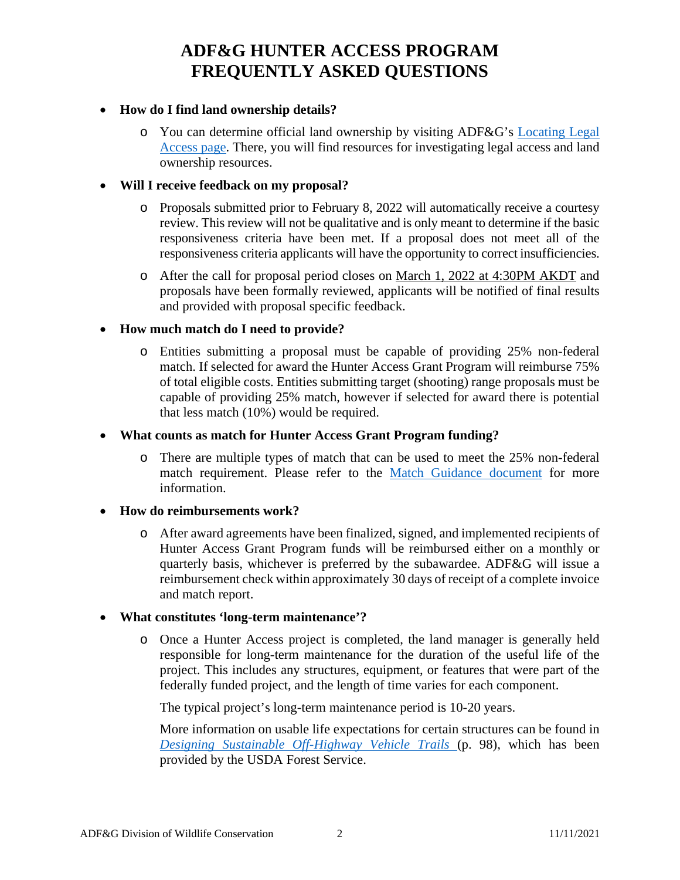# ADF&G HUNTER ACCESS PROGRAM FREQUENTLY ASKED QUESTIONS

- **How do I find land ownership details?**
  - You can determine official land ownership by visiting ADF&G's Locating Legal Access page. There, you will find resources for investigating legal access and land ownership resources.

- **Will I receive feedback on my proposal?**
  - Proposals submitted prior to February 8, 2022 will automatically receive a courtesy review. This review will not be qualitative and is only meant to determine if the basic responsiveness criteria have been met. If a proposal does not meet all of the responsiveness criteria applicants will have the opportunity to correct insufficiencies.
  - After the call for proposal period closes on March 1, 2022 at 4:30PM AKDT and proposals have been formally reviewed, applicants will be notified of final results and provided with proposal specific feedback.

- **How much match do I need to provide?**
  - Entities submitting a proposal must be capable of providing 25% non-federal match. If selected for award the Hunter Access Grant Program will reimburse 75% of total eligible costs. Entities submitting target (shooting) range proposals must be capable of providing 25% match, however if selected for award there is potential that less match (10%) would be required.

- **What counts as match for Hunter Access Grant Program funding?**
  - There are multiple types of match that can be used to meet the 25% non-federal match requirement. Please refer to the Match Guidance document for more information.

- **How do reimbursements work?**
  - After award agreements have been finalized, signed, and implemented recipients of Hunter Access Grant Program funds will be reimbursed either on a monthly or quarterly basis, whichever is preferred by the subawardee. ADF&G will issue a reimbursement check within approximately 30 days of receipt of a complete invoice and match report.

- **What constitutes 'long-term maintenance'?**
  - Once a Hunter Access project is completed, the land manager is generally held responsible for long-term maintenance for the duration of the useful life of the project. This includes any structures, equipment, or features that were part of the federally funded project, and the length of time varies for each component.

    The typical project's long-term maintenance period is 10-20 years.

    More information on usable life expectations for certain structures can be found in *Designing Sustainable Off-Highway Vehicle Trails* (p. 98), which has been provided by the USDA Forest Service.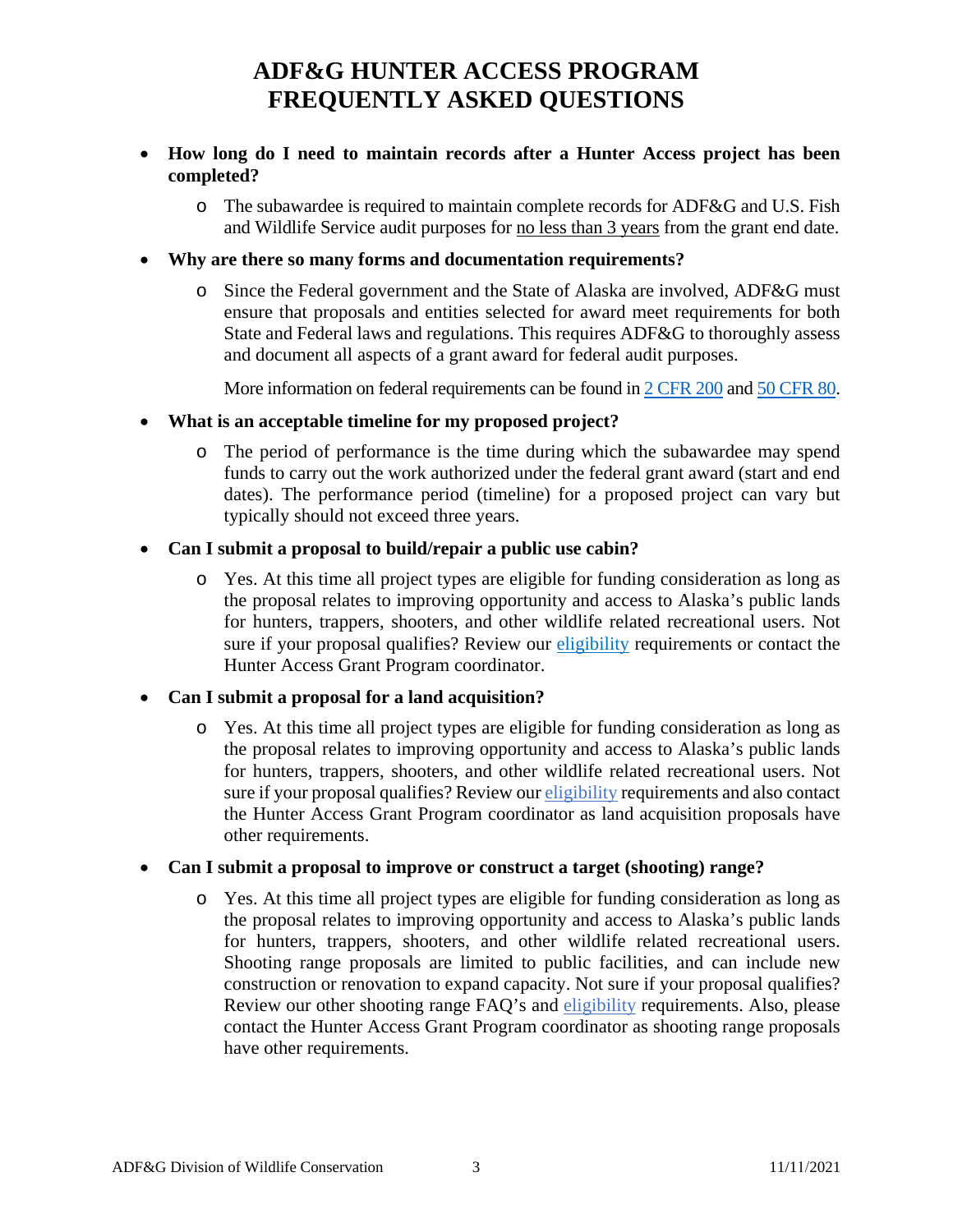# ADF&G HUNTER ACCESS PROGRAM FREQUENTLY ASKED QUESTIONS

- **How long do I need to maintain records after a Hunter Access project has been completed?**
  - The subawardee is required to maintain complete records for ADF&G and U.S. Fish and Wildlife Service audit purposes for no less than 3 years from the grant end date.
- **Why are there so many forms and documentation requirements?**
  - Since the Federal government and the State of Alaska are involved, ADF&G must ensure that proposals and entities selected for award meet requirements for both State and Federal laws and regulations. This requires ADF&G to thoroughly assess and document all aspects of a grant award for federal audit purposes.

    More information on federal requirements can be found in 2 CFR 200 and 50 CFR 80.
- **What is an acceptable timeline for my proposed project?**
  - The period of performance is the time during which the subawardee may spend funds to carry out the work authorized under the federal grant award (start and end dates). The performance period (timeline) for a proposed project can vary but typically should not exceed three years.
- **Can I submit a proposal to build/repair a public use cabin?**
  - Yes. At this time all project types are eligible for funding consideration as long as the proposal relates to improving opportunity and access to Alaska's public lands for hunters, trappers, shooters, and other wildlife related recreational users. Not sure if your proposal qualifies? Review our eligibility requirements or contact the Hunter Access Grant Program coordinator.
- **Can I submit a proposal for a land acquisition?**
  - Yes. At this time all project types are eligible for funding consideration as long as the proposal relates to improving opportunity and access to Alaska's public lands for hunters, trappers, shooters, and other wildlife related recreational users. Not sure if your proposal qualifies? Review our eligibility requirements and also contact the Hunter Access Grant Program coordinator as land acquisition proposals have other requirements.
- **Can I submit a proposal to improve or construct a target (shooting) range?**
  - Yes. At this time all project types are eligible for funding consideration as long as the proposal relates to improving opportunity and access to Alaska's public lands for hunters, trappers, shooters, and other wildlife related recreational users. Shooting range proposals are limited to public facilities, and can include new construction or renovation to expand capacity. Not sure if your proposal qualifies? Review our other shooting range FAQ's and eligibility requirements. Also, please contact the Hunter Access Grant Program coordinator as shooting range proposals have other requirements.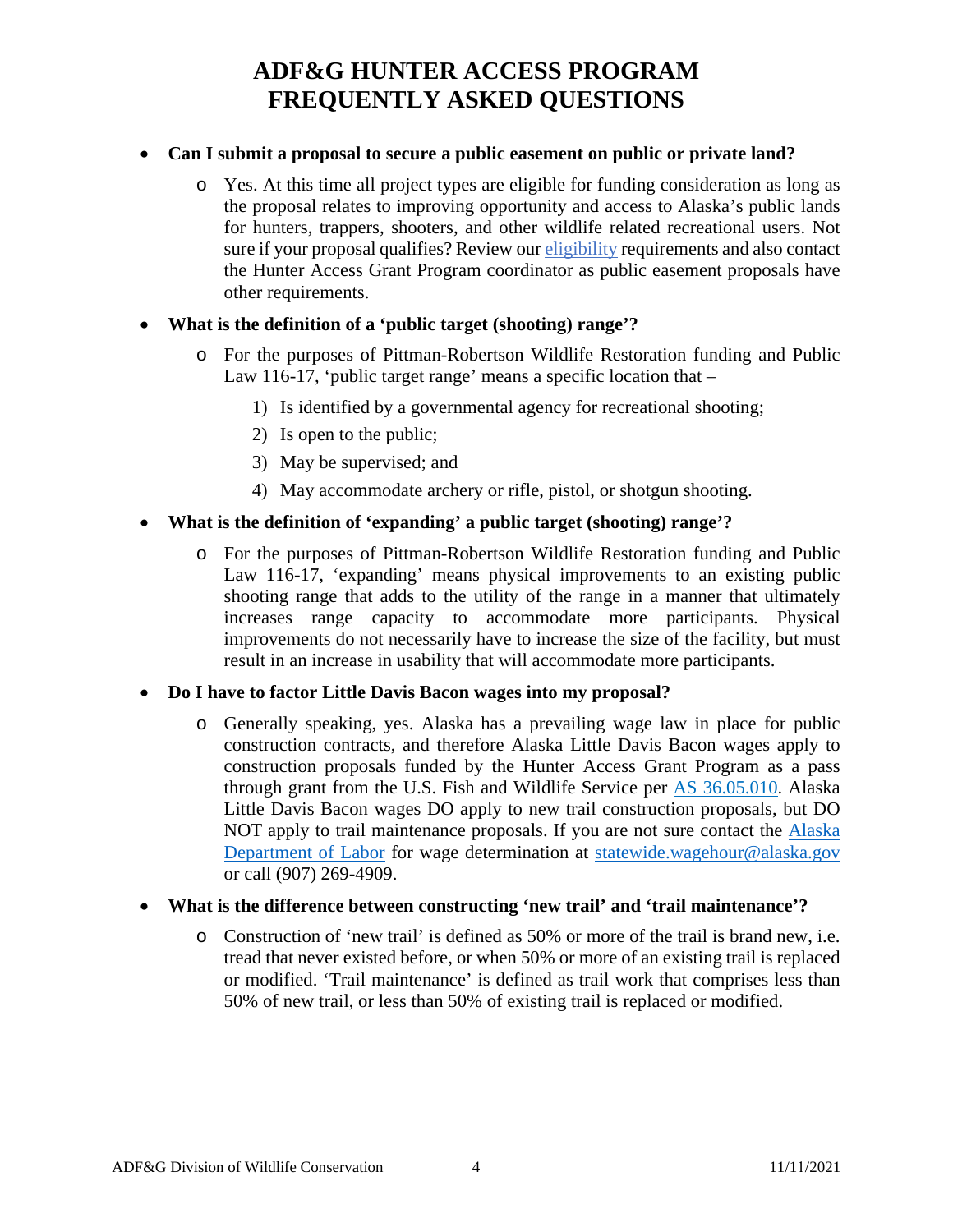# ADF&G HUNTER ACCESS PROGRAM FREQUENTLY ASKED QUESTIONS

- **Can I submit a proposal to secure a public easement on public or private land?**
  - Yes. At this time all project types are eligible for funding consideration as long as the proposal relates to improving opportunity and access to Alaska's public lands for hunters, trappers, shooters, and other wildlife related recreational users. Not sure if your proposal qualifies? Review our eligibility requirements and also contact the Hunter Access Grant Program coordinator as public easement proposals have other requirements.

- **What is the definition of a 'public target (shooting) range'?**
  - For the purposes of Pittman-Robertson Wildlife Restoration funding and Public Law 116-17, 'public target range' means a specific location that –
    1) Is identified by a governmental agency for recreational shooting;
    2) Is open to the public;
    3) May be supervised; and
    4) May accommodate archery or rifle, pistol, or shotgun shooting.

- **What is the definition of 'expanding' a public target (shooting) range'?**
  - For the purposes of Pittman-Robertson Wildlife Restoration funding and Public Law 116-17, 'expanding' means physical improvements to an existing public shooting range that adds to the utility of the range in a manner that ultimately increases range capacity to accommodate more participants. Physical improvements do not necessarily have to increase the size of the facility, but must result in an increase in usability that will accommodate more participants.

- **Do I have to factor Little Davis Bacon wages into my proposal?**
  - Generally speaking, yes. Alaska has a prevailing wage law in place for public construction contracts, and therefore Alaska Little Davis Bacon wages apply to construction proposals funded by the Hunter Access Grant Program as a pass through grant from the U.S. Fish and Wildlife Service per AS 36.05.010. Alaska Little Davis Bacon wages DO apply to new trail construction proposals, but DO NOT apply to trail maintenance proposals. If you are not sure contact the Alaska Department of Labor for wage determination at statewide.wagehour@alaska.gov or call (907) 269-4909.

- **What is the difference between constructing 'new trail' and 'trail maintenance'?**
  - Construction of 'new trail' is defined as 50% or more of the trail is brand new, i.e. tread that never existed before, or when 50% or more of an existing trail is replaced or modified. 'Trail maintenance' is defined as trail work that comprises less than 50% of new trail, or less than 50% of existing trail is replaced or modified.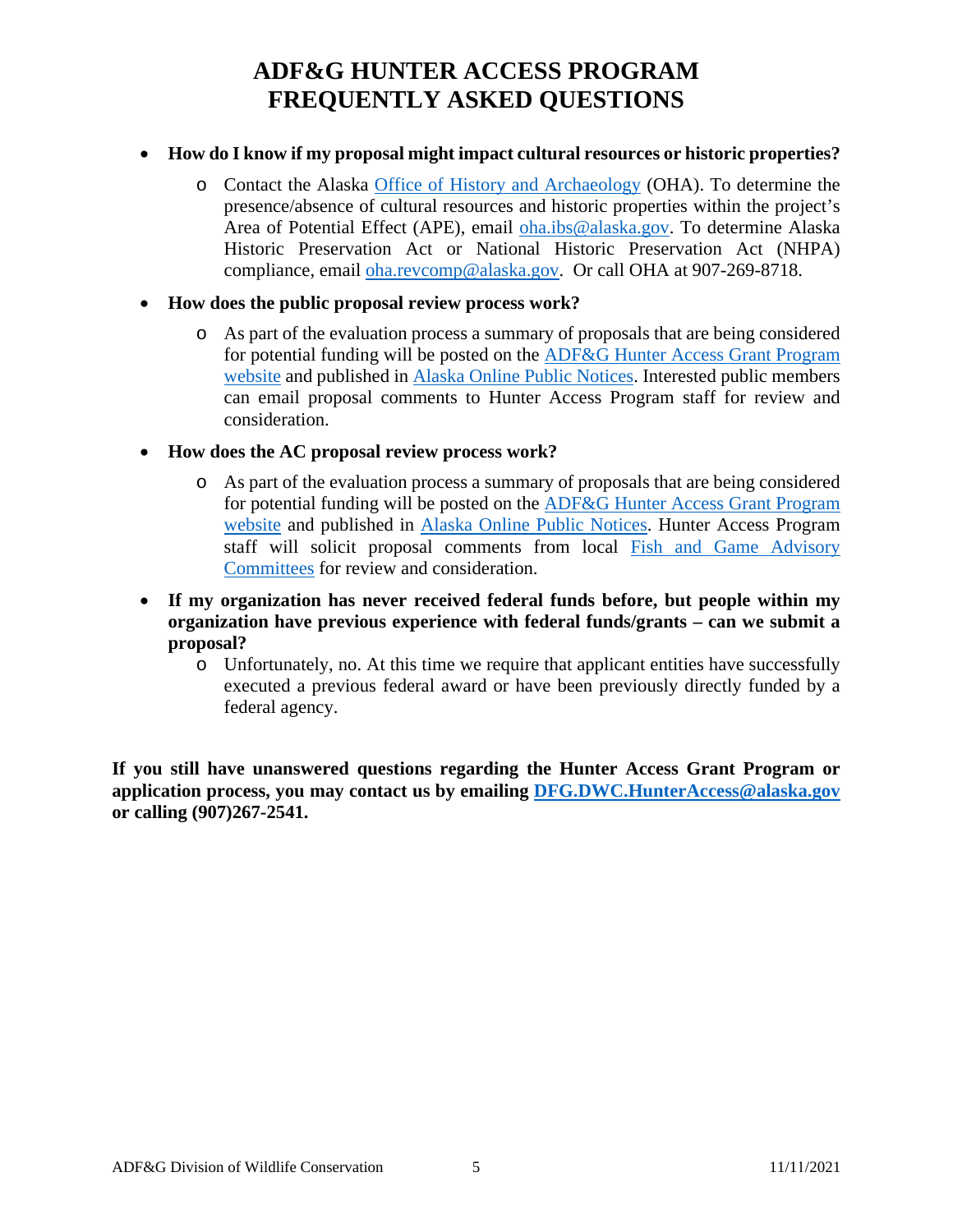# ADF&G HUNTER ACCESS PROGRAM FREQUENTLY ASKED QUESTIONS

- **How do I know if my proposal might impact cultural resources or historic properties?**
  - Contact the Alaska Office of History and Archaeology (OHA). To determine the presence/absence of cultural resources and historic properties within the project's Area of Potential Effect (APE), email oha.ibs@alaska.gov. To determine Alaska Historic Preservation Act or National Historic Preservation Act (NHPA) compliance, email oha.revcomp@alaska.gov. Or call OHA at 907-269-8718.
- **How does the public proposal review process work?**
  - As part of the evaluation process a summary of proposals that are being considered for potential funding will be posted on the ADF&G Hunter Access Grant Program website and published in Alaska Online Public Notices. Interested public members can email proposal comments to Hunter Access Program staff for review and consideration.
- **How does the AC proposal review process work?**
  - As part of the evaluation process a summary of proposals that are being considered for potential funding will be posted on the ADF&G Hunter Access Grant Program website and published in Alaska Online Public Notices. Hunter Access Program staff will solicit proposal comments from local Fish and Game Advisory Committees for review and consideration.
- **If my organization has never received federal funds before, but people within my organization have previous experience with federal funds/grants – can we submit a proposal?**
  - Unfortunately, no. At this time we require that applicant entities have successfully executed a previous federal award or have been previously directly funded by a federal agency.

**If you still have unanswered questions regarding the Hunter Access Grant Program or application process, you may contact us by emailing DFG.DWC.HunterAccess@alaska.gov or calling (907)267-2541.**